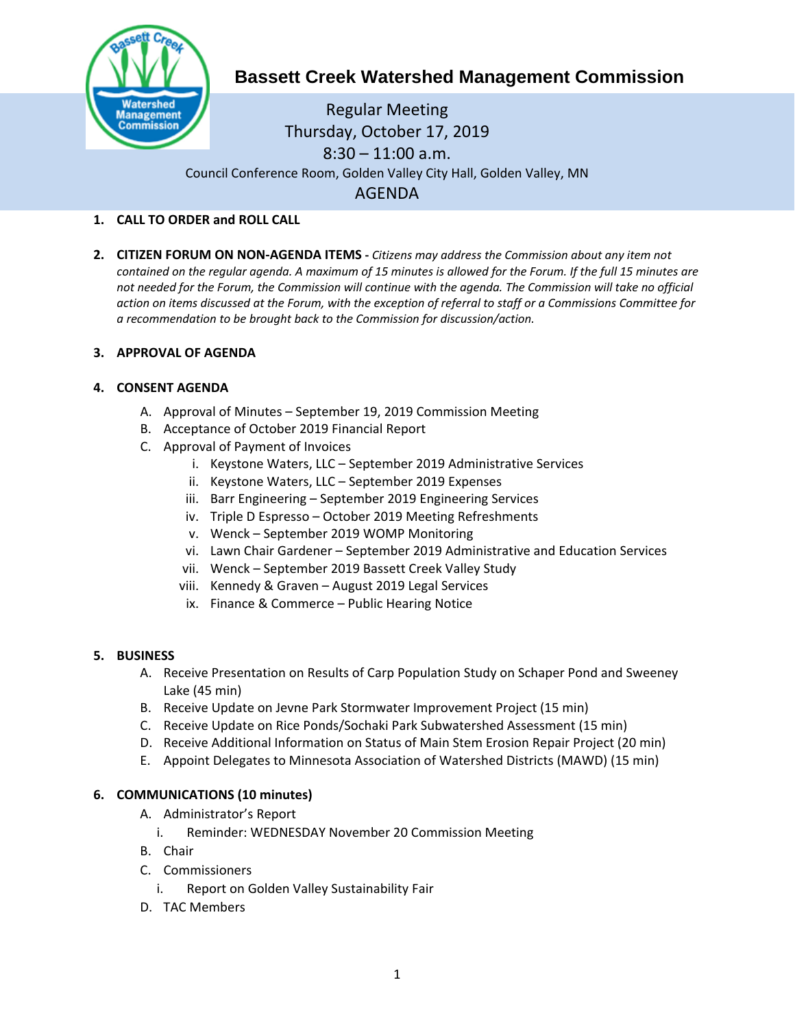# Bassett Creek Watershed Management Commission

Regular Meeting
Thursday, October 17, 2019
8:30 – 11:00 a.m.
Council Conference Room, Golden Valley City Hall, Golden Valley, MN

## AGENDA

1. **CALL TO ORDER and ROLL CALL**

2. **CITIZEN FORUM ON NON-AGENDA ITEMS -** *Citizens may address the Commission about any item not contained on the regular agenda. A maximum of 15 minutes is allowed for the Forum. If the full 15 minutes are not needed for the Forum, the Commission will continue with the agenda. The Commission will take no official action on items discussed at the Forum, with the exception of referral to staff or a Commissions Committee for a recommendation to be brought back to the Commission for discussion/action.*

3. **APPROVAL OF AGENDA**

4. **CONSENT AGENDA**
   - A. Approval of Minutes – September 19, 2019 Commission Meeting
   - B. Acceptance of October 2019 Financial Report
   - C. Approval of Payment of Invoices
     - i. Keystone Waters, LLC – September 2019 Administrative Services
     - ii. Keystone Waters, LLC – September 2019 Expenses
     - iii. Barr Engineering – September 2019 Engineering Services
     - iv. Triple D Espresso – October 2019 Meeting Refreshments
     - v. Wenck – September 2019 WOMP Monitoring
     - vi. Lawn Chair Gardener – September 2019 Administrative and Education Services
     - vii. Wenck – September 2019 Bassett Creek Valley Study
     - viii. Kennedy & Graven – August 2019 Legal Services
     - ix. Finance & Commerce – Public Hearing Notice

5. **BUSINESS**
   - A. Receive Presentation on Results of Carp Population Study on Schaper Pond and Sweeney Lake (45 min)
   - B. Receive Update on Jevne Park Stormwater Improvement Project (15 min)
   - C. Receive Update on Rice Ponds/Sochaki Park Subwatershed Assessment (15 min)
   - D. Receive Additional Information on Status of Main Stem Erosion Repair Project (20 min)
   - E. Appoint Delegates to Minnesota Association of Watershed Districts (MAWD) (15 min)

6. **COMMUNICATIONS (10 minutes)**
   - A. Administrator's Report
     - i. Reminder: WEDNESDAY November 20 Commission Meeting
   - B. Chair
   - C. Commissioners
     - i. Report on Golden Valley Sustainability Fair
   - D. TAC Members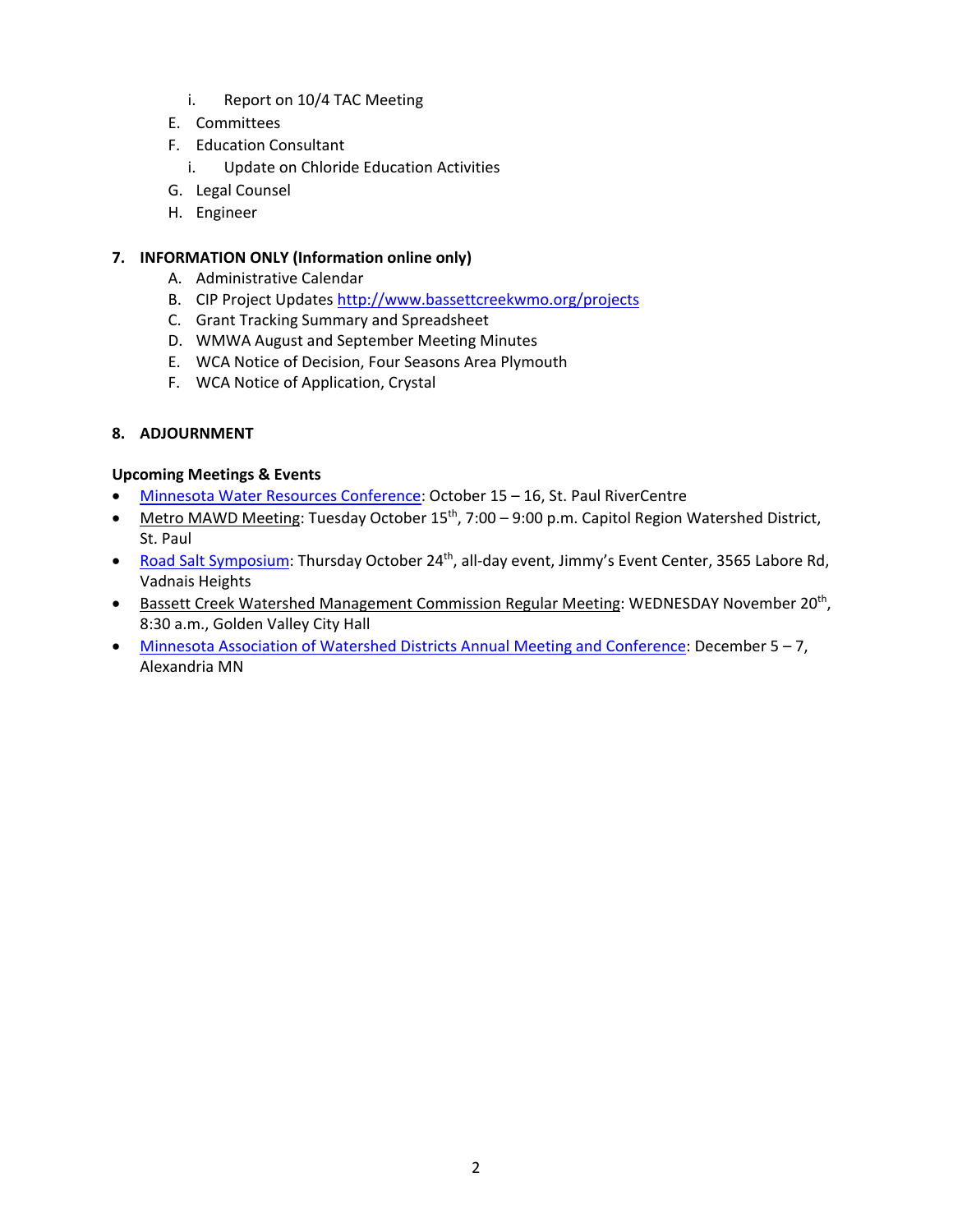i. Report on 10/4 TAC Meeting

E. Committees
F. Education Consultant
   i. Update on Chloride Education Activities
G. Legal Counsel
H. Engineer

**7. INFORMATION ONLY (Information online only)**

A. Administrative Calendar
B. CIP Project Updates http://www.bassettcreekwmo.org/projects
C. Grant Tracking Summary and Spreadsheet
D. WMWA August and September Meeting Minutes
E. WCA Notice of Decision, Four Seasons Area Plymouth
F. WCA Notice of Application, Crystal

**8. ADJOURNMENT**

**Upcoming Meetings & Events**

- Minnesota Water Resources Conference: October 15 – 16, St. Paul RiverCentre
- Metro MAWD Meeting: Tuesday October 15th, 7:00 – 9:00 p.m. Capitol Region Watershed District, St. Paul
- Road Salt Symposium: Thursday October 24th, all-day event, Jimmy's Event Center, 3565 Labore Rd, Vadnais Heights
- Bassett Creek Watershed Management Commission Regular Meeting: WEDNESDAY November 20th, 8:30 a.m., Golden Valley City Hall
- Minnesota Association of Watershed Districts Annual Meeting and Conference: December 5 – 7, Alexandria MN